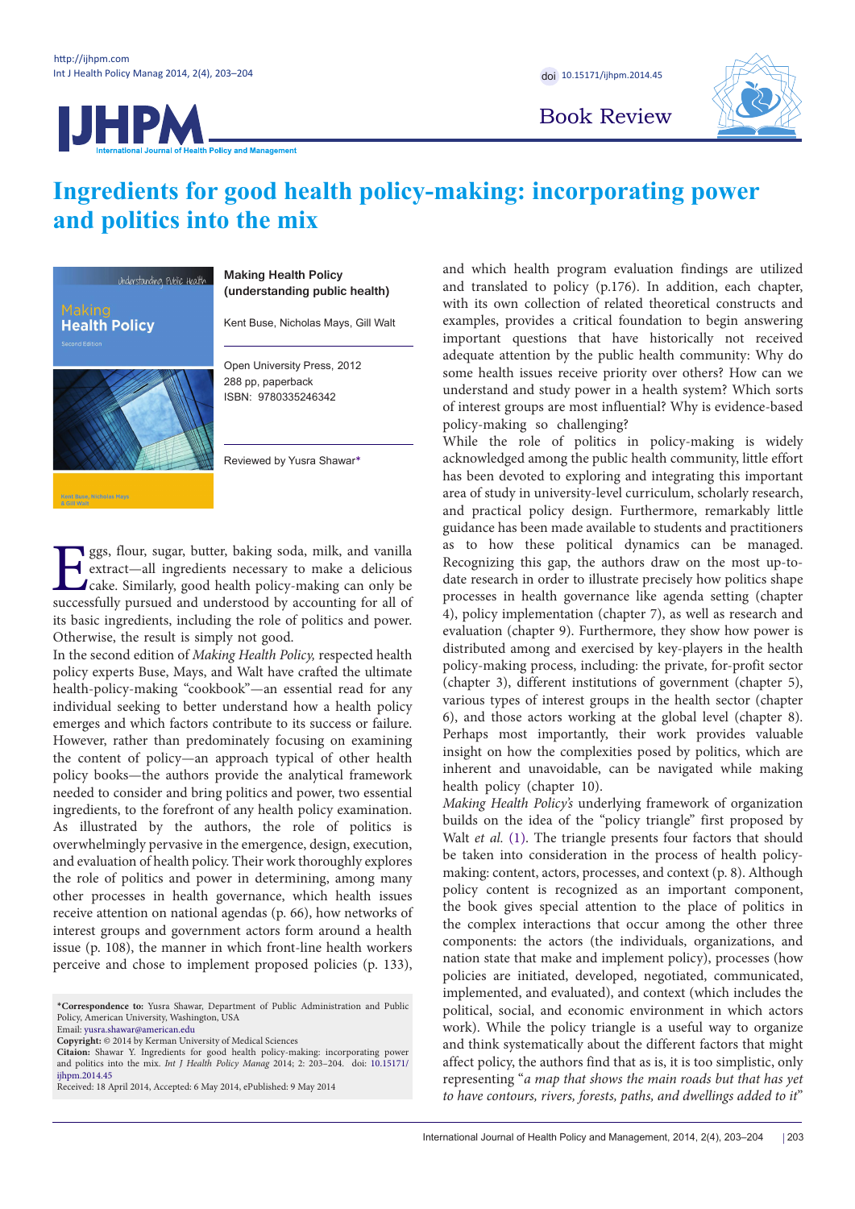Book Review

# Ingredients for good health policy-making: incorporating power and politics into the mix

**Making Health Policy (understanding public health)**

Kent Buse, Nicholas Mays, Gill Walt

Open University Press, 2012
288 pp, paperback
ISBN: 9780335246342

Reviewed by Yusra Shawar*

Eggs, flour, sugar, butter, baking soda, milk, and vanilla extract—all ingredients necessary to make a delicious cake. Similarly, good health policy-making can only be successfully pursued and understood by accounting for all of its basic ingredients, including the role of politics and power. Otherwise, the result is simply not good.

In the second edition of *Making Health Policy,* respected health policy experts Buse, Mays, and Walt have crafted the ultimate health-policy-making "cookbook"—an essential read for any individual seeking to better understand how a health policy emerges and which factors contribute to its success or failure. However, rather than predominately focusing on examining the content of policy—an approach typical of other health policy books—the authors provide the analytical framework needed to consider and bring politics and power, two essential ingredients, to the forefront of any health policy examination. As illustrated by the authors, the role of politics is overwhelmingly pervasive in the emergence, design, execution, and evaluation of health policy. Their work thoroughly explores the role of politics and power in determining, among many other processes in health governance, which health issues receive attention on national agendas (p. 66), how networks of interest groups and government actors form around a health issue (p. 108), the manner in which front-line health workers perceive and chose to implement proposed policies (p. 133), and which health program evaluation findings are utilized and translated to policy (p.176). In addition, each chapter, with its own collection of related theoretical constructs and examples, provides a critical foundation to begin answering important questions that have historically not received adequate attention by the public health community: Why do some health issues receive priority over others? How can we understand and study power in a health system? Which sorts of interest groups are most influential? Why is evidence-based policy-making so challenging?

While the role of politics in policy-making is widely acknowledged among the public health community, little effort has been devoted to exploring and integrating this important area of study in university-level curriculum, scholarly research, and practical policy design. Furthermore, remarkably little guidance has been made available to students and practitioners as to how these political dynamics can be managed. Recognizing this gap, the authors draw on the most up-to-date research in order to illustrate precisely how politics shape processes in health governance like agenda setting (chapter 4), policy implementation (chapter 7), as well as research and evaluation (chapter 9). Furthermore, they show how power is distributed among and exercised by key-players in the health policy-making process, including: the private, for-profit sector (chapter 3), different institutions of government (chapter 5), various types of interest groups in the health sector (chapter 6), and those actors working at the global level (chapter 8). Perhaps most importantly, their work provides valuable insight on how the complexities posed by politics, which are inherent and unavoidable, can be navigated while making health policy (chapter 10).

*Making Health Policy's* underlying framework of organization builds on the idea of the "policy triangle" first proposed by Walt *et al.* (1). The triangle presents four factors that should be taken into consideration in the process of health policy-making: content, actors, processes, and context (p. 8). Although policy content is recognized as an important component, the book gives special attention to the place of politics in the complex interactions that occur among the other three components: the actors (the individuals, organizations, and nation state that make and implement policy), processes (how policies are initiated, developed, negotiated, communicated, implemented, and evaluated), and context (which includes the political, social, and economic environment in which actors work). While the policy triangle is a useful way to organize and think systematically about the different factors that might affect policy, the authors find that as is, it is too simplistic, only representing "*a map that shows the main roads but that has yet to have contours, rivers, forests, paths, and dwellings added to it*"

---

***Correspondence to:** Yusra Shawar, Department of Public Administration and Public Policy, American University, Washington, USA
Email: yusra.shawar@american.edu
**Copyright:** © 2014 by Kerman University of Medical Sciences
**Citaion:** Shawar Y. Ingredients for good health policy-making: incorporating power and politics into the mix. *Int J Health Policy Manag* 2014; 2: 203–204. doi: 10.15171/ijhpm.2014.45
Received: 18 April 2014, Accepted: 6 May 2014, ePublished: 9 May 2014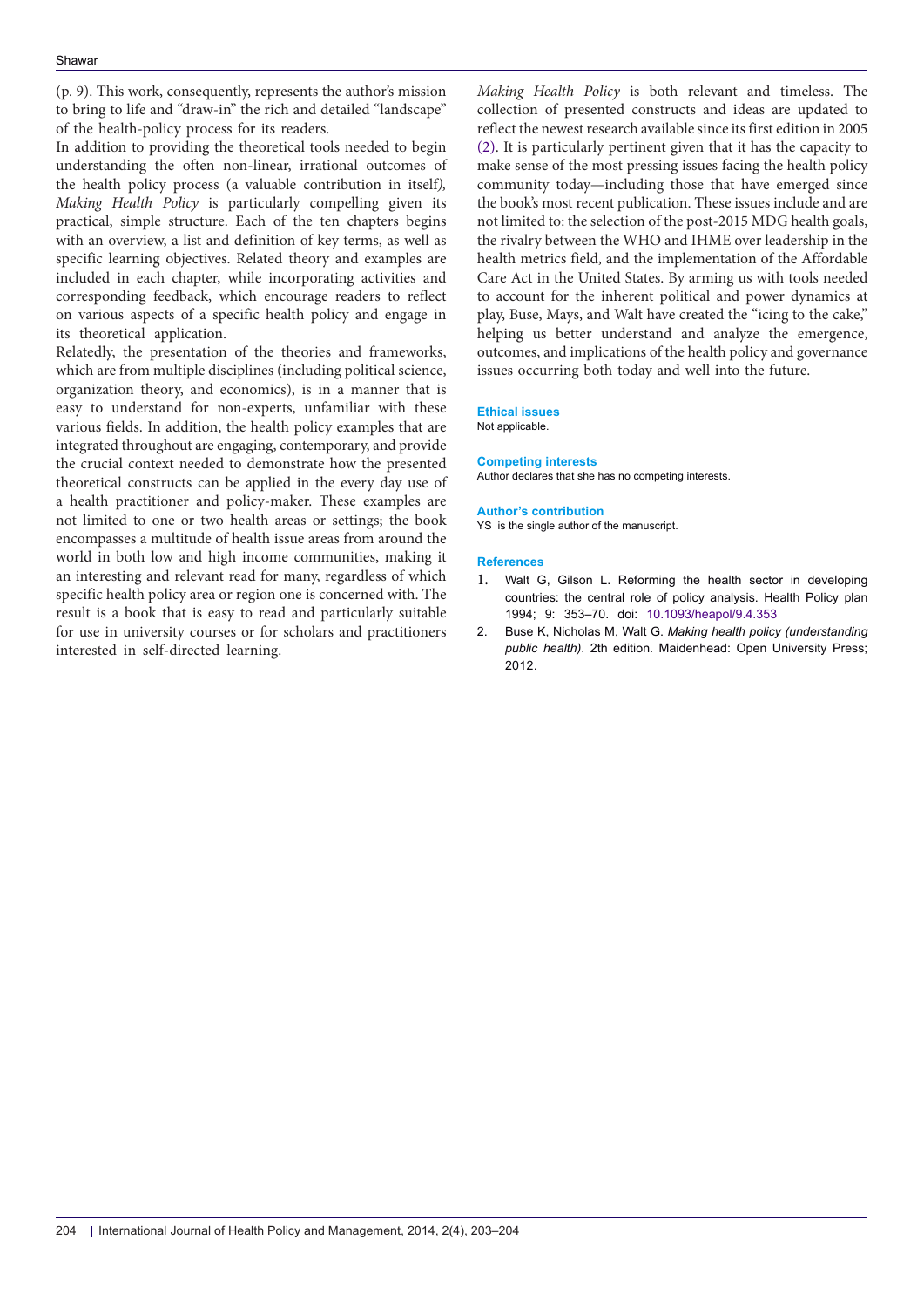(p. 9). This work, consequently, represents the author's mission to bring to life and "draw-in" the rich and detailed "landscape" of the health-policy process for its readers.

In addition to providing the theoretical tools needed to begin understanding the often non-linear, irrational outcomes of the health policy process (a valuable contribution in itself*)*, *Making Health Policy* is particularly compelling given its practical, simple structure. Each of the ten chapters begins with an overview, a list and definition of key terms, as well as specific learning objectives. Related theory and examples are included in each chapter, while incorporating activities and corresponding feedback, which encourage readers to reflect on various aspects of a specific health policy and engage in its theoretical application.

Relatedly, the presentation of the theories and frameworks, which are from multiple disciplines (including political science, organization theory, and economics), is in a manner that is easy to understand for non-experts, unfamiliar with these various fields. In addition, the health policy examples that are integrated throughout are engaging, contemporary, and provide the crucial context needed to demonstrate how the presented theoretical constructs can be applied in the every day use of a health practitioner and policy-maker. These examples are not limited to one or two health areas or settings; the book encompasses a multitude of health issue areas from around the world in both low and high income communities, making it an interesting and relevant read for many, regardless of which specific health policy area or region one is concerned with. The result is a book that is easy to read and particularly suitable for use in university courses or for scholars and practitioners interested in self-directed learning.

*Making Health Policy* is both relevant and timeless. The collection of presented constructs and ideas are updated to reflect the newest research available since its first edition in 2005 (2). It is particularly pertinent given that it has the capacity to make sense of the most pressing issues facing the health policy community today—including those that have emerged since the book's most recent publication. These issues include and are not limited to: the selection of the post-2015 MDG health goals, the rivalry between the WHO and IHME over leadership in the health metrics field, and the implementation of the Affordable Care Act in the United States. By arming us with tools needed to account for the inherent political and power dynamics at play, Buse, Mays, and Walt have created the "icing to the cake," helping us better understand and analyze the emergence, outcomes, and implications of the health policy and governance issues occurring both today and well into the future.

## Ethical issues

Not applicable.

## Competing interests

Author declares that she has no competing interests.

## Author's contribution

YS is the single author of the manuscript.

## References

1. Walt G, Gilson L. Reforming the health sector in developing countries: the central role of policy analysis. Health Policy plan 1994; 9: 353–70. doi: 10.1093/heapol/9.4.353
2. Buse K, Nicholas M, Walt G. *Making health policy (understanding public health)*. 2th edition. Maidenhead: Open University Press; 2012.